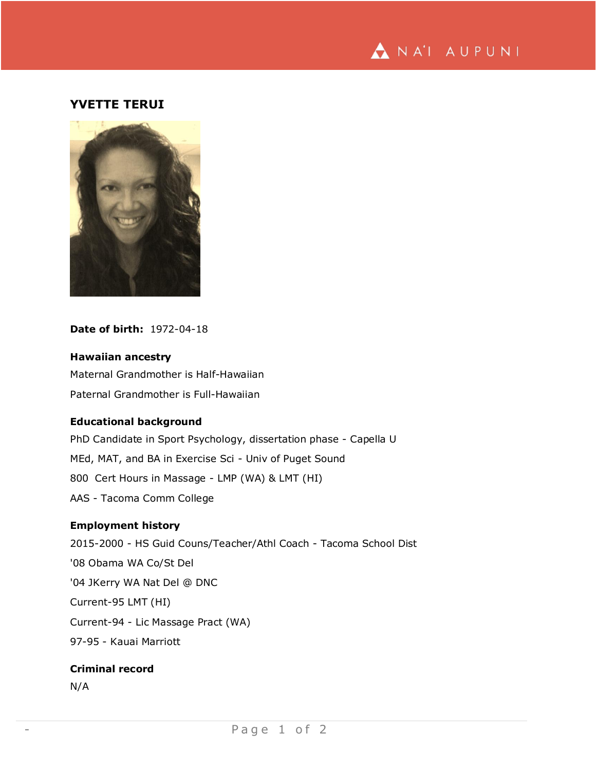# YVETTE TERUI

**Date of birth:** 1972-04-18

### Hawaiian ancestry

Maternal Grandmother is Half-Hawaiian

Paternal Grandmother is Full-Hawaiian

### Educational background

PhD Candidate in Sport Psychology, dissertation phase - Capella U

MEd, MAT, and BA in Exercise Sci - Univ of Puget Sound

800 Cert Hours in Massage - LMP (WA) & LMT (HI)

AAS - Tacoma Comm College

### Employment history

2015-2000 - HS Guid Couns/Teacher/Athl Coach - Tacoma School Dist

'08 Obama WA Co/St Del

'04 JKerry WA Nat Del @ DNC

Current-95 LMT (HI)

Current-94 - Lic Massage Pract (WA)

97-95 - Kauai Marriott

### Criminal record

N/A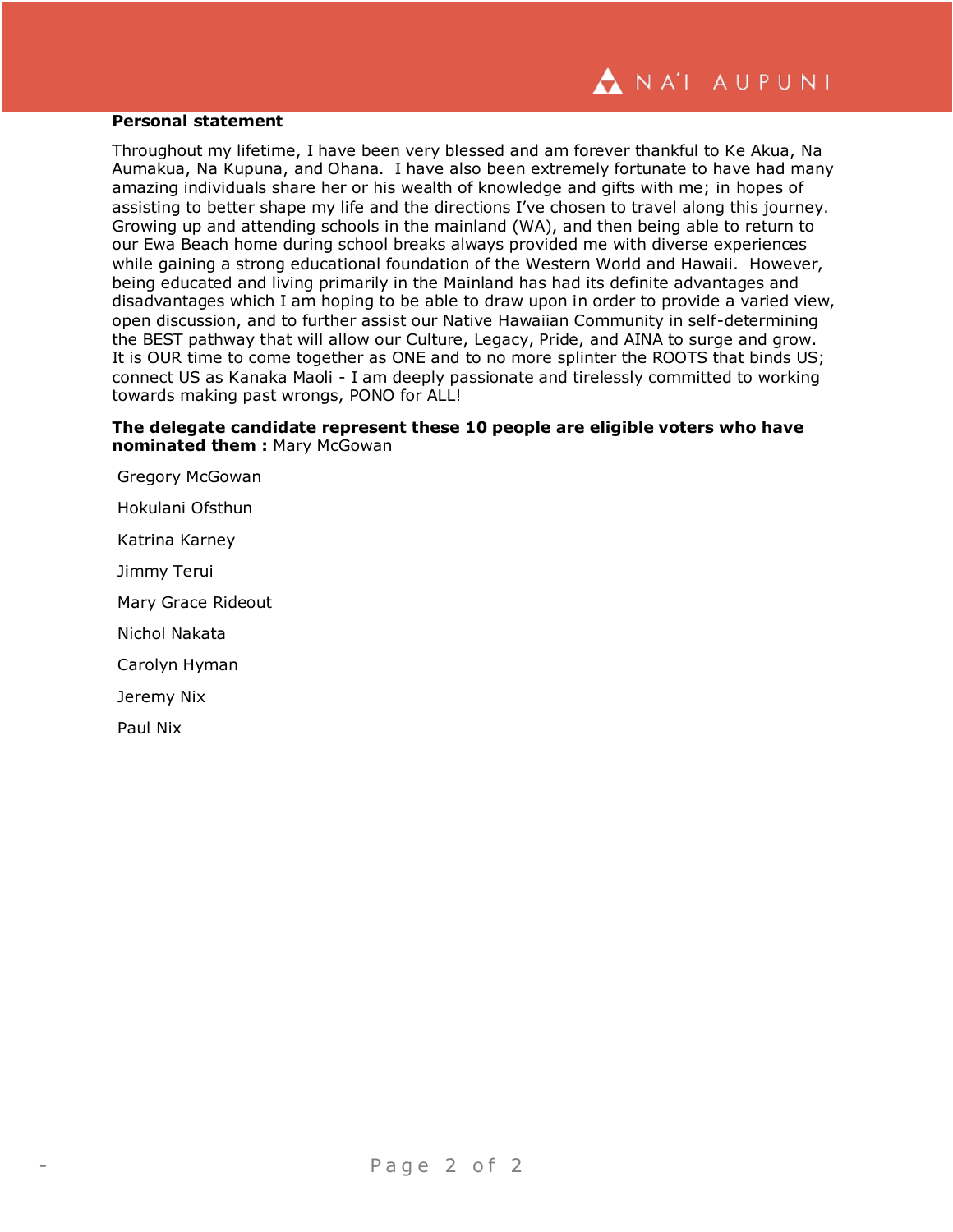**Personal statement**

Throughout my lifetime, I have been very blessed and am forever thankful to Ke Akua, Na Aumakua, Na Kupuna, and Ohana. I have also been extremely fortunate to have had many amazing individuals share her or his wealth of knowledge and gifts with me; in hopes of assisting to better shape my life and the directions I've chosen to travel along this journey. Growing up and attending schools in the mainland (WA), and then being able to return to our Ewa Beach home during school breaks always provided me with diverse experiences while gaining a strong educational foundation of the Western World and Hawaii. However, being educated and living primarily in the Mainland has had its definite advantages and disadvantages which I am hoping to be able to draw upon in order to provide a varied view, open discussion, and to further assist our Native Hawaiian Community in self-determining the BEST pathway that will allow our Culture, Legacy, Pride, and AINA to surge and grow. It is OUR time to come together as ONE and to no more splinter the ROOTS that binds US; connect US as Kanaka Maoli - I am deeply passionate and tirelessly committed to working towards making past wrongs, PONO for ALL!

**The delegate candidate represent these 10 people are eligible voters who have nominated them :** Mary McGowan

Gregory McGowan

Hokulani Ofsthun

Katrina Karney

Jimmy Terui

Mary Grace Rideout

Nichol Nakata

Carolyn Hyman

Jeremy Nix

Paul Nix